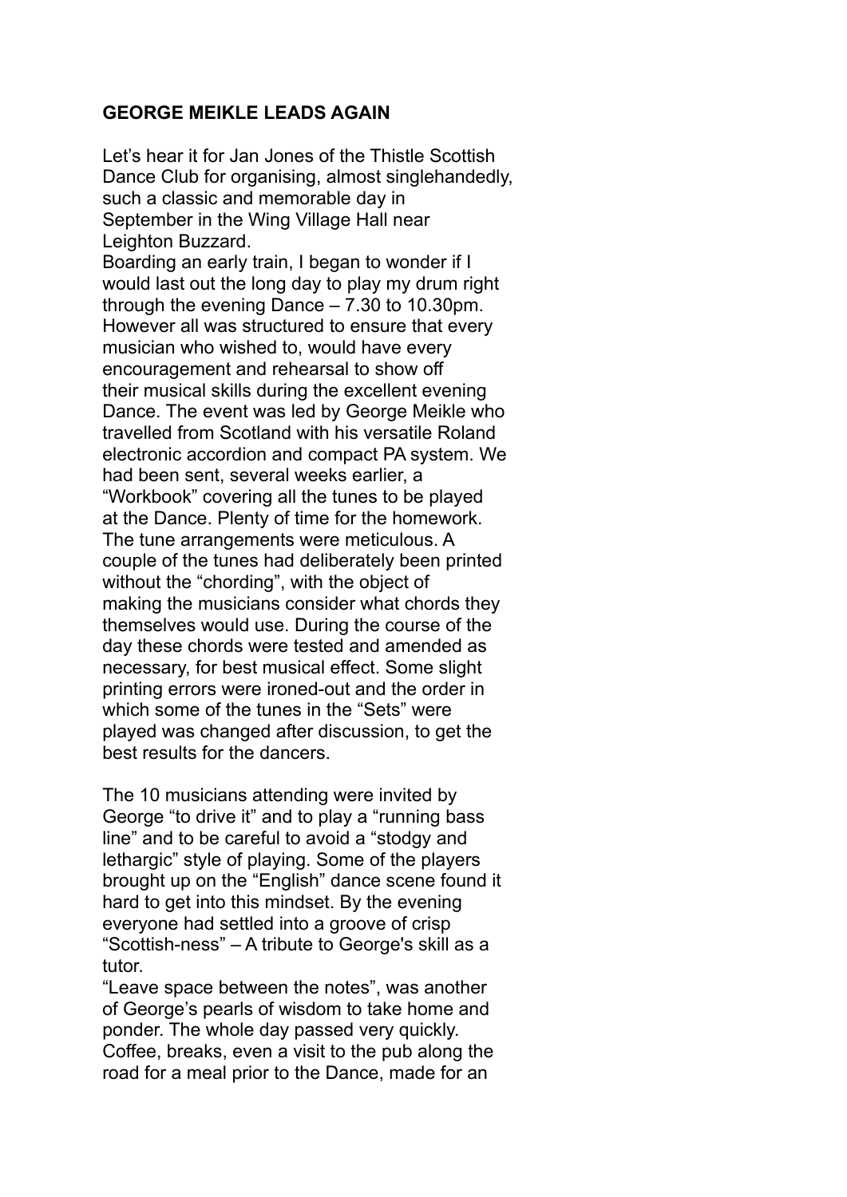**GEORGE MEIKLE LEADS AGAIN**

Let's hear it for Jan Jones of the Thistle Scottish Dance Club for organising, almost singlehandedly, such a classic and memorable day in September in the Wing Village Hall near Leighton Buzzard.
Boarding an early train, I began to wonder if I would last out the long day to play my drum right through the evening Dance – 7.30 to 10.30pm. However all was structured to ensure that every musician who wished to, would have every encouragement and rehearsal to show off their musical skills during the excellent evening Dance. The event was led by George Meikle who travelled from Scotland with his versatile Roland electronic accordion and compact PA system. We had been sent, several weeks earlier, a "Workbook" covering all the tunes to be played at the Dance. Plenty of time for the homework. The tune arrangements were meticulous. A couple of the tunes had deliberately been printed without the "chording", with the object of making the musicians consider what chords they themselves would use. During the course of the day these chords were tested and amended as necessary, for best musical effect. Some slight printing errors were ironed-out and the order in which some of the tunes in the "Sets" were played was changed after discussion, to get the best results for the dancers.

The 10 musicians attending were invited by George "to drive it" and to play a "running bass line" and to be careful to avoid a "stodgy and lethargic" style of playing. Some of the players brought up on the "English" dance scene found it hard to get into this mindset. By the evening everyone had settled into a groove of crisp "Scottish-ness" – A tribute to George's skill as a tutor.
"Leave space between the notes", was another of George's pearls of wisdom to take home and ponder. The whole day passed very quickly. Coffee, breaks, even a visit to the pub along the road for a meal prior to the Dance, made for an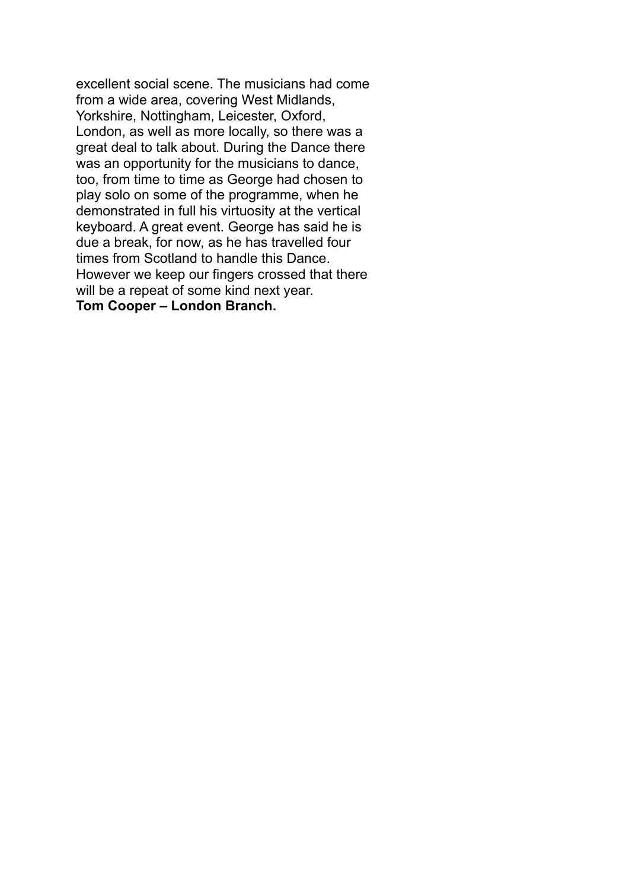excellent social scene. The musicians had come from a wide area, covering West Midlands, Yorkshire, Nottingham, Leicester, Oxford, London, as well as more locally, so there was a great deal to talk about. During the Dance there was an opportunity for the musicians to dance, too, from time to time as George had chosen to play solo on some of the programme, when he demonstrated in full his virtuosity at the vertical keyboard. A great event. George has said he is due a break, for now, as he has travelled four times from Scotland to handle this Dance. However we keep our fingers crossed that there will be a repeat of some kind next year.

**Tom Cooper – London Branch.**